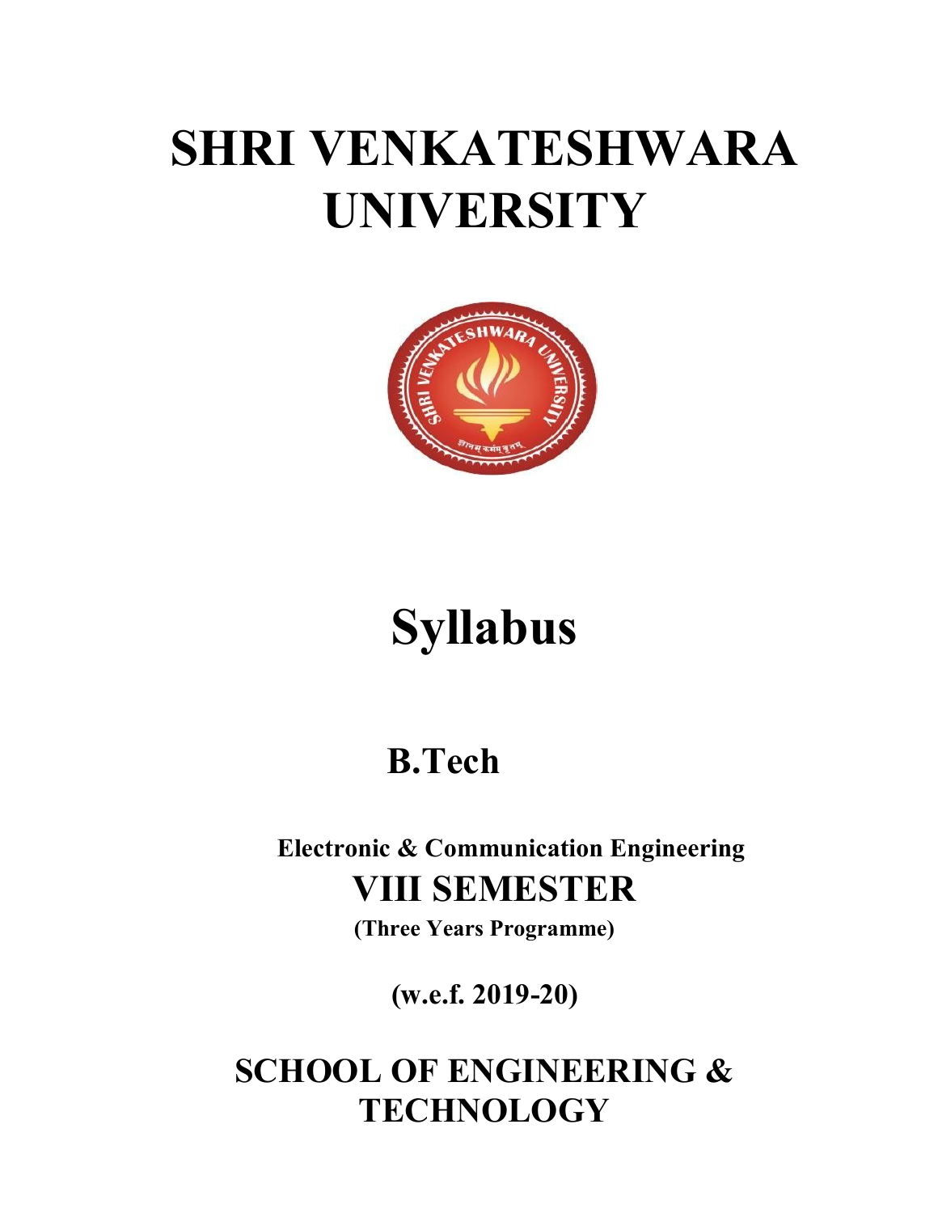# SHRI VENKATESHWARA UNIVERSITY

# Syllabus

## B.Tech

### Electronic & Communication Engineering

## VIII SEMESTER

**(Three Years Programme)**

**(w.e.f. 2019-20)**

# SCHOOL OF ENGINEERING & TECHNOLOGY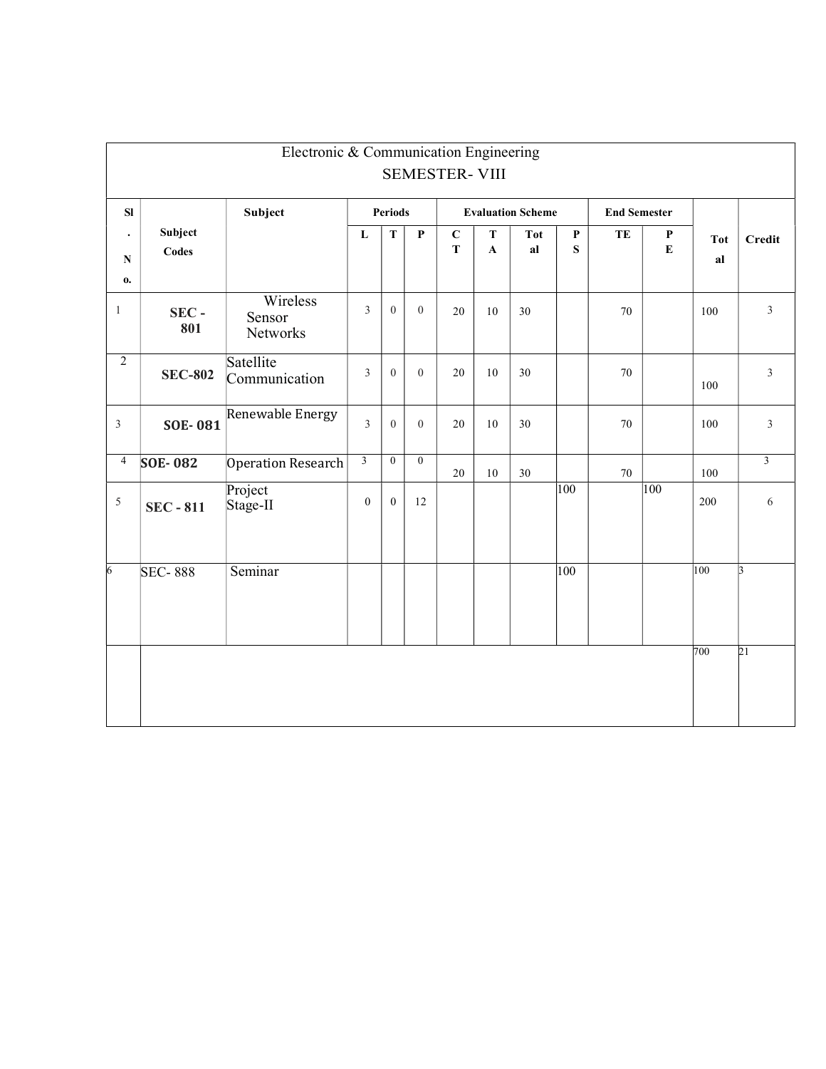| Electronic & Communication Engineering SEMESTER- VIII | | | | | | | | | | | | | |
|---|---|---|---|---|---|---|---|---|---|---|---|---|---|
| Sl. No. | Subject Codes | Subject | Periods | | | Evaluation Scheme | | | | End Semester | | Total | Credit |
| | | | L | T | P | CT | TA | Total | PS | TE | PE | | |
| 1 | SEC - 801 | Wireless Sensor Networks | 3 | 0 | 0 | 20 | 10 | 30 | | 70 | | 100 | 3 |
| 2 | SEC-802 | Satellite Communication | 3 | 0 | 0 | 20 | 10 | 30 | | 70 | | 100 | 3 |
| 3 | SOE- 081 | Renewable Energy | 3 | 0 | 0 | 20 | 10 | 30 | | 70 | | 100 | 3 |
| 4 | SOE- 082 | Operation Research | 3 | 0 | 0 | 20 | 10 | 30 | | 70 | | 100 | 3 |
| 5 | SEC - 811 | Project Stage-II | 0 | 0 | 12 | | | | 100 | | 100 | 200 | 6 |
| 6 | SEC- 888 | Seminar | | | | | | | 100 | | | 100 | 3 |
| | | | | | | | | | | | | 700 | 21 |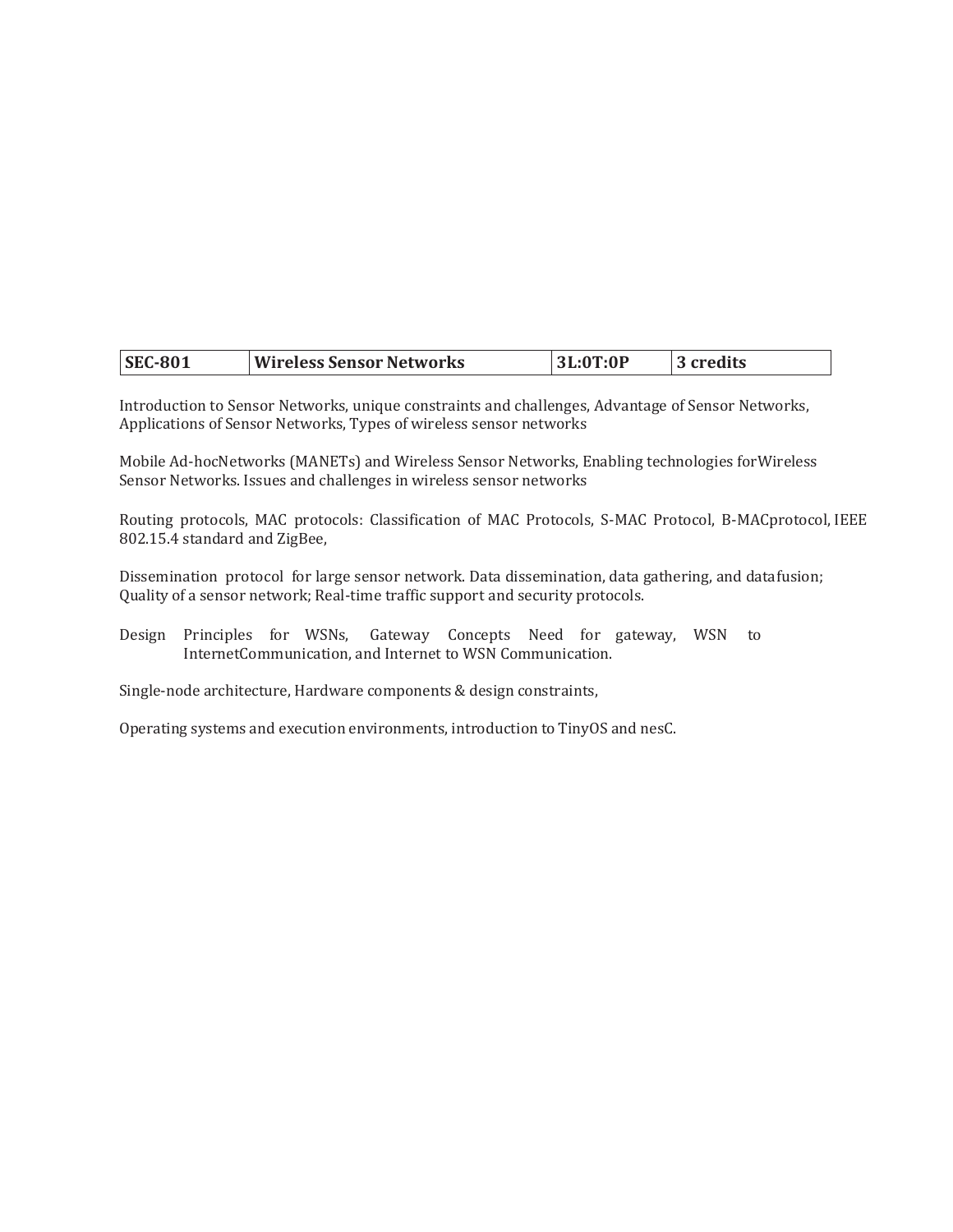| SEC-801 | Wireless Sensor Networks | 3L:0T:0P | 3 credits |
|---|---|---|---|

Introduction to Sensor Networks, unique constraints and challenges, Advantage of Sensor Networks, Applications of Sensor Networks, Types of wireless sensor networks

Mobile Ad-hocNetworks (MANETs) and Wireless Sensor Networks, Enabling technologies forWireless Sensor Networks. Issues and challenges in wireless sensor networks

Routing protocols, MAC protocols: Classification of MAC Protocols, S-MAC Protocol, B-MACprotocol, IEEE 802.15.4 standard and ZigBee,

Dissemination protocol for large sensor network. Data dissemination, data gathering, and datafusion; Quality of a sensor network; Real-time traffic support and security protocols.

Design Principles for WSNs, Gateway Concepts Need for gateway, WSN to InternetCommunication, and Internet to WSN Communication.

Single-node architecture, Hardware components & design constraints,

Operating systems and execution environments, introduction to TinyOS and nesC.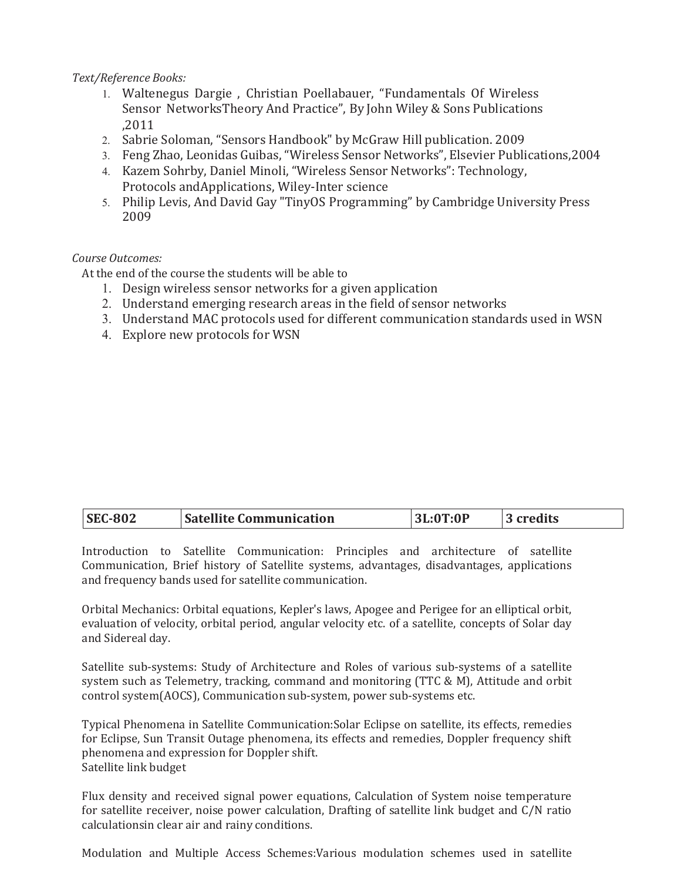*Text/Reference Books:*

1. Waltenegus Dargie , Christian Poellabauer, “Fundamentals Of Wireless Sensor NetworksTheory And Practice”, By John Wiley & Sons Publications ,2011
2. Sabrie Soloman, “Sensors Handbook" by McGraw Hill publication. 2009
3. Feng Zhao, Leonidas Guibas, “Wireless Sensor Networks”, Elsevier Publications,2004
4. Kazem Sohrby, Daniel Minoli, “Wireless Sensor Networks”: Technology, Protocols andApplications, Wiley-Inter science
5. Philip Levis, And David Gay "TinyOS Programming” by Cambridge University Press 2009

*Course Outcomes:*

At the end of the course the students will be able to

1. Design wireless sensor networks for a given application
2. Understand emerging research areas in the field of sensor networks
3. Understand MAC protocols used for different communication standards used in WSN
4. Explore new protocols for WSN

| **SEC-802** | **Satellite Communication** | **3L:0T:0P** | **3 credits** |
|---|---|---|---|

Introduction to Satellite Communication: Principles and architecture of satellite Communication, Brief history of Satellite systems, advantages, disadvantages, applications and frequency bands used for satellite communication.

Orbital Mechanics: Orbital equations, Kepler's laws, Apogee and Perigee for an elliptical orbit, evaluation of velocity, orbital period, angular velocity etc. of a satellite, concepts of Solar day and Sidereal day.

Satellite sub-systems: Study of Architecture and Roles of various sub-systems of a satellite system such as Telemetry, tracking, command and monitoring (TTC & M), Attitude and orbit control system(AOCS), Communication sub-system, power sub-systems etc.

Typical Phenomena in Satellite Communication:Solar Eclipse on satellite, its effects, remedies for Eclipse, Sun Transit Outage phenomena, its effects and remedies, Doppler frequency shift phenomena and expression for Doppler shift.
Satellite link budget

Flux density and received signal power equations, Calculation of System noise temperature for satellite receiver, noise power calculation, Drafting of satellite link budget and C/N ratio calculationsin clear air and rainy conditions.

Modulation and Multiple Access Schemes:Various modulation schemes used in satellite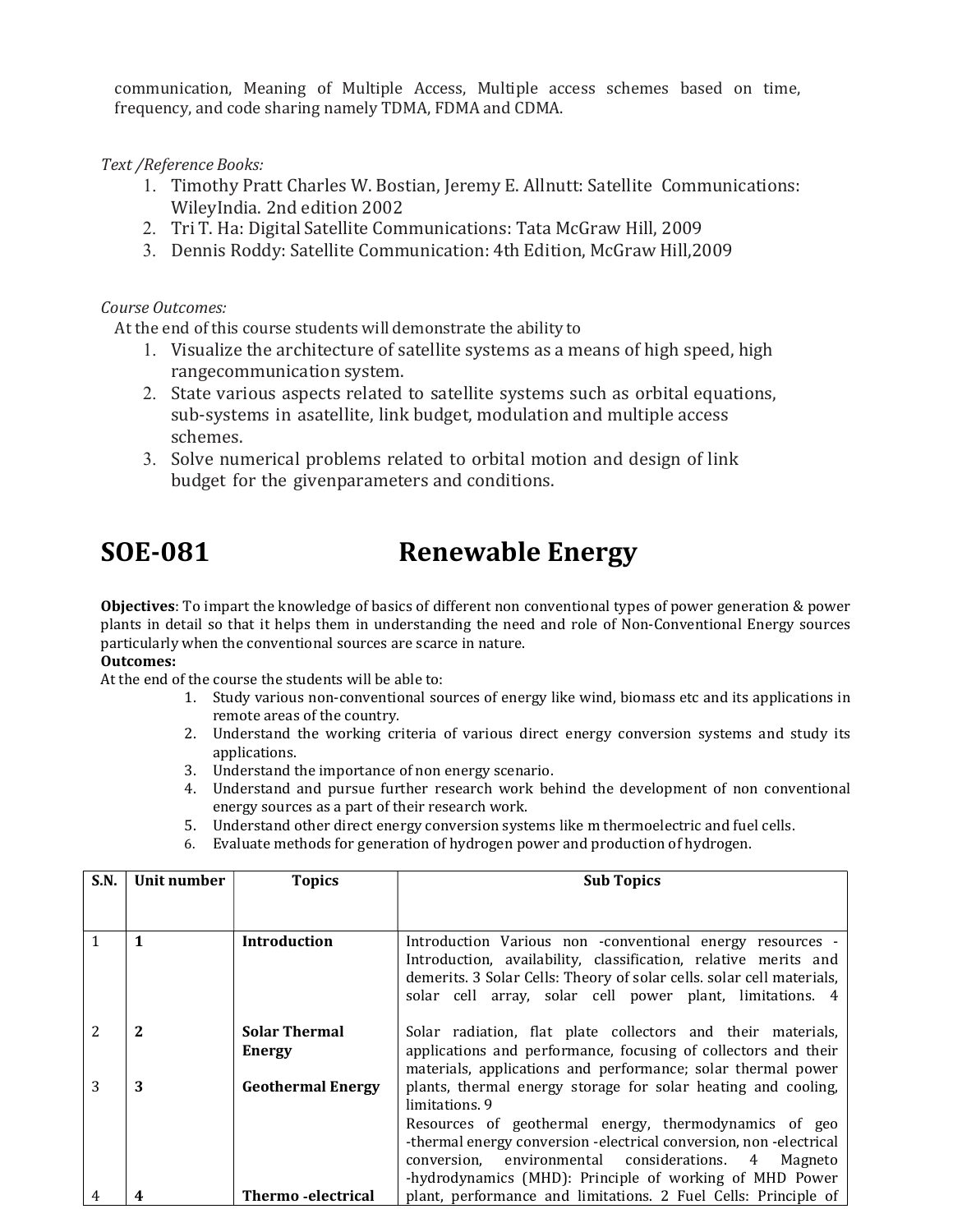communication, Meaning of Multiple Access, Multiple access schemes based on time, frequency, and code sharing namely TDMA, FDMA and CDMA.

*Text /Reference Books:*

1. Timothy Pratt Charles W. Bostian, Jeremy E. Allnutt: Satellite Communications: WileyIndia. 2nd edition 2002
2. Tri T. Ha: Digital Satellite Communications: Tata McGraw Hill, 2009
3. Dennis Roddy: Satellite Communication: 4th Edition, McGraw Hill,2009

*Course Outcomes:*

At the end of this course students will demonstrate the ability to

1. Visualize the architecture of satellite systems as a means of high speed, high rangecommunication system.
2. State various aspects related to satellite systems such as orbital equations, sub-systems in asatellite, link budget, modulation and multiple access schemes.
3. Solve numerical problems related to orbital motion and design of link budget for the givenparameters and conditions.

# SOE-081 Renewable Energy

**Objectives**: To impart the knowledge of basics of different non conventional types of power generation & power plants in detail so that it helps them in understanding the need and role of Non-Conventional Energy sources particularly when the conventional sources are scarce in nature.

**Outcomes:**

At the end of the course the students will be able to:

1. Study various non-conventional sources of energy like wind, biomass etc and its applications in remote areas of the country.
2. Understand the working criteria of various direct energy conversion systems and study its applications.
3. Understand the importance of non energy scenario.
4. Understand and pursue further research work behind the development of non conventional energy sources as a part of their research work.
5. Understand other direct energy conversion systems like m thermoelectric and fuel cells.
6. Evaluate methods for generation of hydrogen power and production of hydrogen.

| S.N. | Unit number | Topics | Sub Topics |
|---|---|---|---|
| 1 | 1 | Introduction | Introduction Various non -conventional energy resources - Introduction, availability, classification, relative merits and demerits. 3 Solar Cells: Theory of solar cells. solar cell materials, solar cell array, solar cell power plant, limitations. 4 |
| 2 | 2 | Solar Thermal Energy | Solar radiation, flat plate collectors and their materials, applications and performance, focusing of collectors and their materials, applications and performance; solar thermal power plants, thermal energy storage for solar heating and cooling, limitations. 9 |
| 3 | 3 | Geothermal Energy | Resources of geothermal energy, thermodynamics of geo -thermal energy conversion -electrical conversion, non -electrical conversion, environmental considerations. 4 Magneto -hydrodynamics (MHD): Principle of working of MHD Power plant, performance and limitations. 2 Fuel Cells: Principle of |
| 4 | 4 | Thermo -electrical | |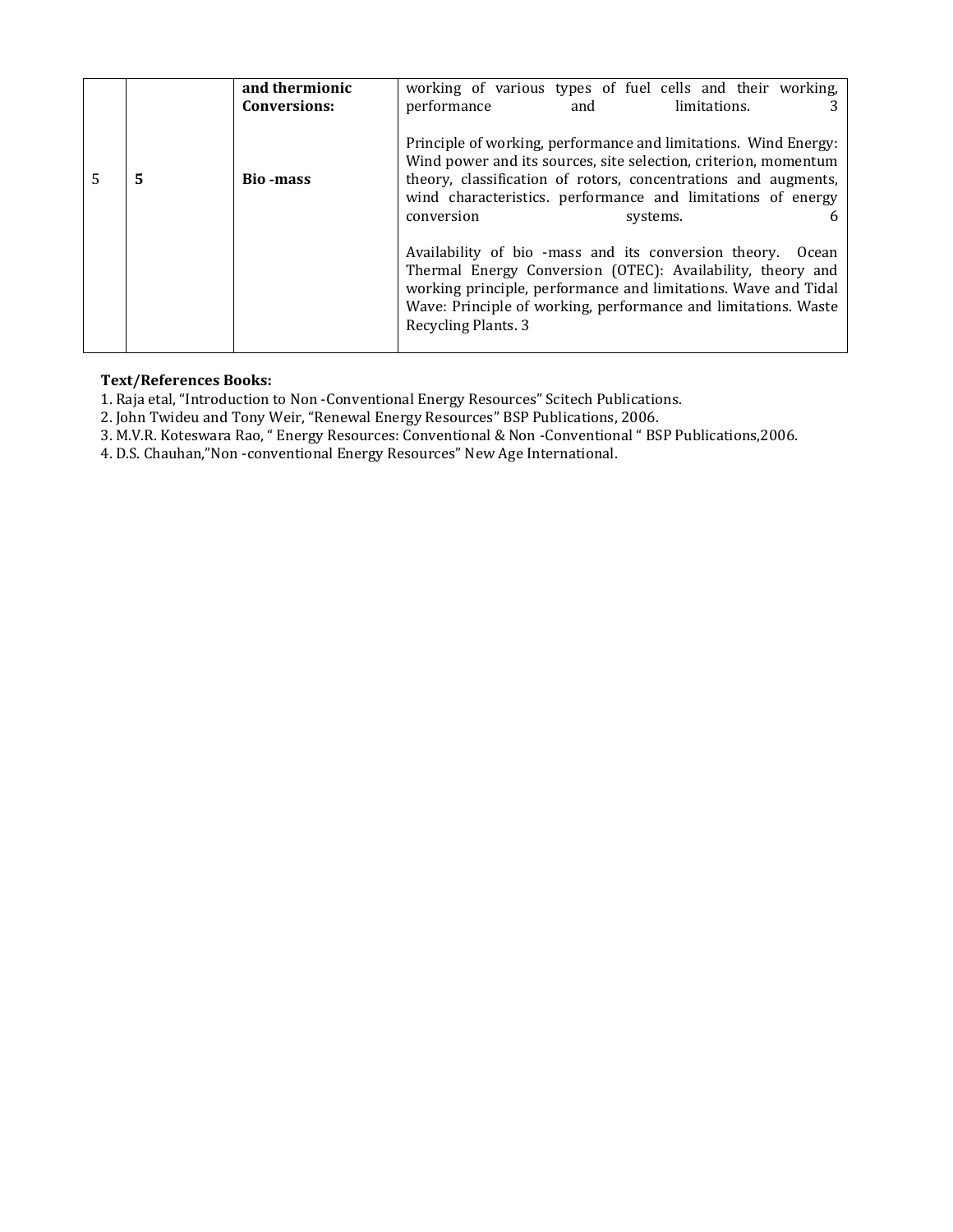|   |   | **and thermionic Conversions:** | working of various types of fuel cells and their working, performance and limitations. 3 |
|---|---|---|---|
| 5 | **5** | **Bio -mass** | Principle of working, performance and limitations. Wind Energy: Wind power and its sources, site selection, criterion, momentum theory, classification of rotors, concentrations and augments, wind characteristics. performance and limitations of energy conversion systems. 6<br><br>Availability of bio -mass and its conversion theory. Ocean Thermal Energy Conversion (OTEC): Availability, theory and working principle, performance and limitations. Wave and Tidal Wave: Principle of working, performance and limitations. Waste Recycling Plants. 3 |

**Text/References Books:**

1. Raja etal, "Introduction to Non -Conventional Energy Resources" Scitech Publications.
2. John Twideu and Tony Weir, "Renewal Energy Resources" BSP Publications, 2006.
3. M.V.R. Koteswara Rao, " Energy Resources: Conventional & Non -Conventional " BSP Publications,2006.
4. D.S. Chauhan,"Non -conventional Energy Resources" New Age International.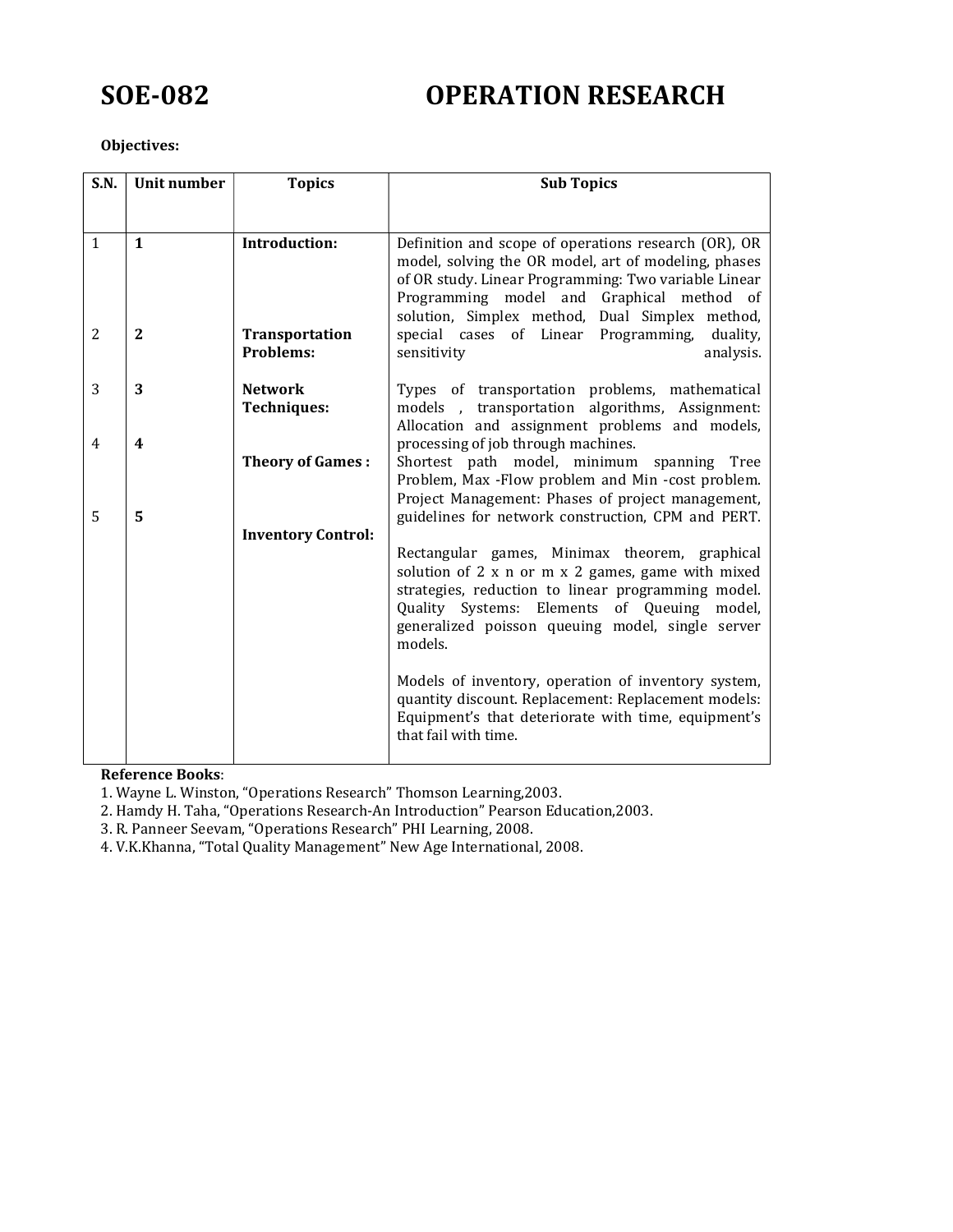# SOE-082 OPERATION RESEARCH

**Objectives:**

| S.N. | Unit number | Topics | Sub Topics |
|---|---|---|---|
| 1 | **1** | **Introduction:** | Definition and scope of operations research (OR), OR model, solving the OR model, art of modeling, phases of OR study. Linear Programming: Two variable Linear Programming model and Graphical method of solution, Simplex method, Dual Simplex method, special cases of Linear Programming, duality, sensitivity analysis. |
| 2 | **2** | **Transportation Problems:** | Types of transportation problems, mathematical models , transportation algorithms, Assignment: Allocation and assignment problems and models, processing of job through machines. |
| 3 | **3** | **Network Techniques:** | Shortest path model, minimum spanning Tree Problem, Max -Flow problem and Min -cost problem. Project Management: Phases of project management, guidelines for network construction, CPM and PERT. |
| 4 | **4** | **Theory of Games :** | Rectangular games, Minimax theorem, graphical solution of 2 x n or m x 2 games, game with mixed strategies, reduction to linear programming model. Quality Systems: Elements of Queuing model, generalized poisson queuing model, single server models. |
| 5 | **5** | **Inventory Control:** | Models of inventory, operation of inventory system, quantity discount. Replacement: Replacement models: Equipment's that deteriorate with time, equipment's that fail with time. |

**Reference Books**:

1. Wayne L. Winston, "Operations Research" Thomson Learning,2003.
2. Hamdy H. Taha, "Operations Research-An Introduction" Pearson Education,2003.
3. R. Panneer Seevam, "Operations Research" PHI Learning, 2008.
4. V.K.Khanna, "Total Quality Management" New Age International, 2008.